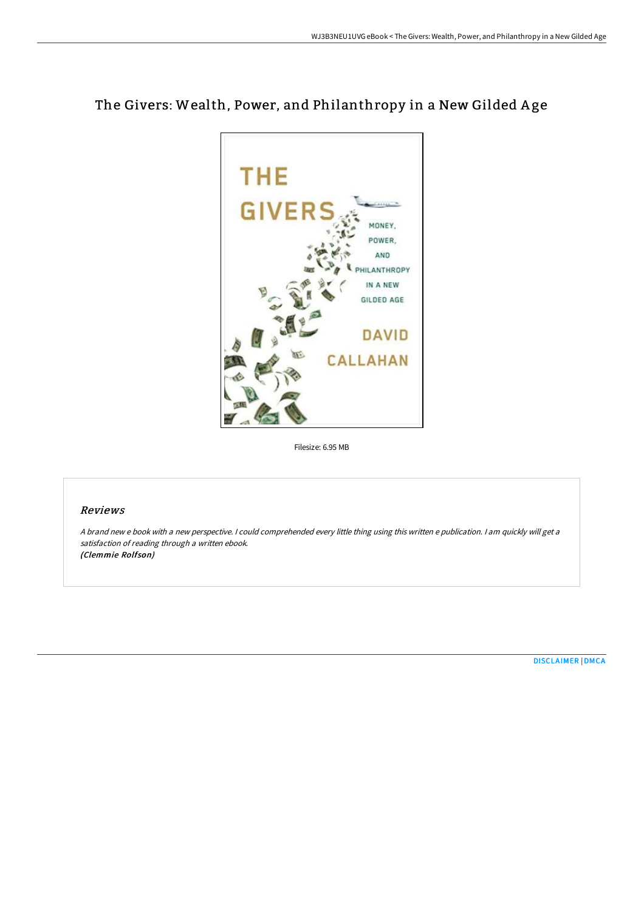# The Givers: Wealth, Power, and Philanthropy in a New Gilded Age

Filesize: 6.95 MB

## Reviews

*A brand new e book with a new perspective. I could comprehended every little thing using this written e publication. I am quickly will get a satisfaction of reading through a written ebook.*
*(Clemmie Rolfson)*

DISCLAIMER | DMCA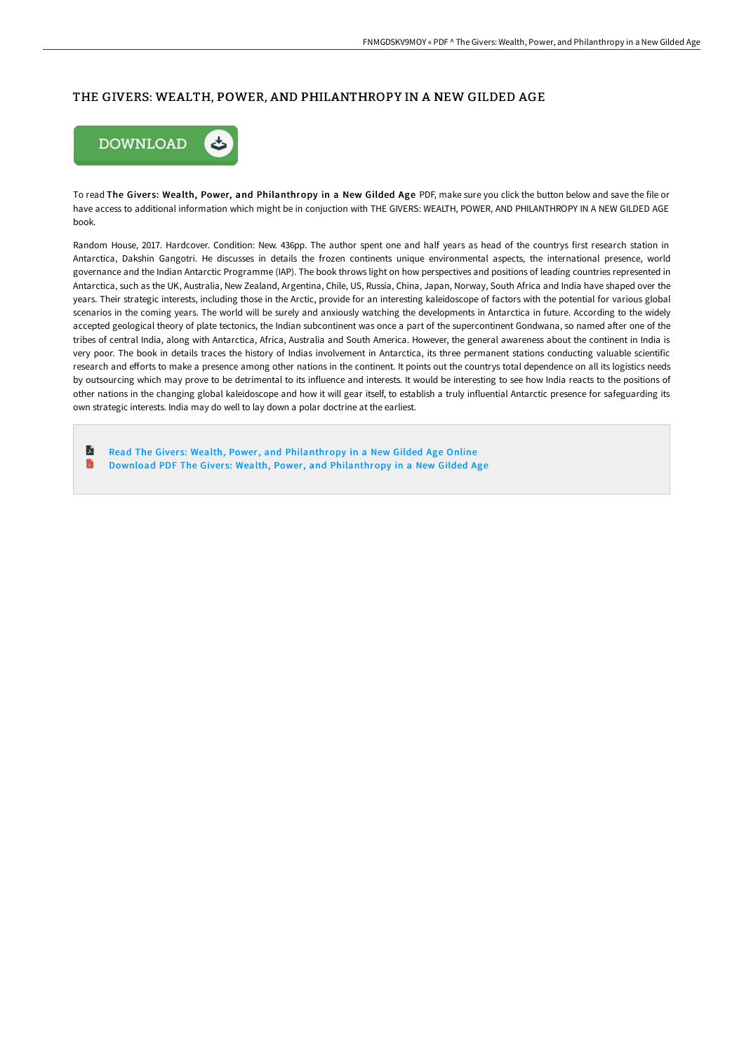# THE GIVERS: WEALTH, POWER, AND PHILANTHROPY IN A NEW GILDED AGE

DOWNLOAD

To read **The Givers: Wealth, Power, and Philanthropy in a New Gilded Age** PDF, make sure you click the button below and save the file or have access to additional information which might be in conjuction with THE GIVERS: WEALTH, POWER, AND PHILANTHROPY IN A NEW GILDED AGE book.

Random House, 2017. Hardcover. Condition: New. 436pp. The author spent one and half years as head of the countrys first research station in Antarctica, Dakshin Gangotri. He discusses in details the frozen continents unique environmental aspects, the international presence, world governance and the Indian Antarctic Programme (IAP). The book throws light on how perspectives and positions of leading countries represented in Antarctica, such as the UK, Australia, New Zealand, Argentina, Chile, US, Russia, China, Japan, Norway, South Africa and India have shaped over the years. Their strategic interests, including those in the Arctic, provide for an interesting kaleidoscope of factors with the potential for various global scenarios in the coming years. The world will be surely and anxiously watching the developments in Antarctica in future. According to the widely accepted geological theory of plate tectonics, the Indian subcontinent was once a part of the supercontinent Gondwana, so named after one of the tribes of central India, along with Antarctica, Africa, Australia and South America. However, the general awareness about the continent in India is very poor. The book in details traces the history of Indias involvement in Antarctica, its three permanent stations conducting valuable scientific research and efforts to make a presence among other nations in the continent. It points out the countrys total dependence on all its logistics needs by outsourcing which may prove to be detrimental to its influence and interests. It would be interesting to see how India reacts to the positions of other nations in the changing global kaleidoscope and how it will gear itself, to establish a truly influential Antarctic presence for safeguarding its own strategic interests. India may do well to lay down a polar doctrine at the earliest.

- Read The Givers: Wealth, Power, and Philanthropy in a New Gilded Age Online
- Download PDF The Givers: Wealth, Power, and Philanthropy in a New Gilded Age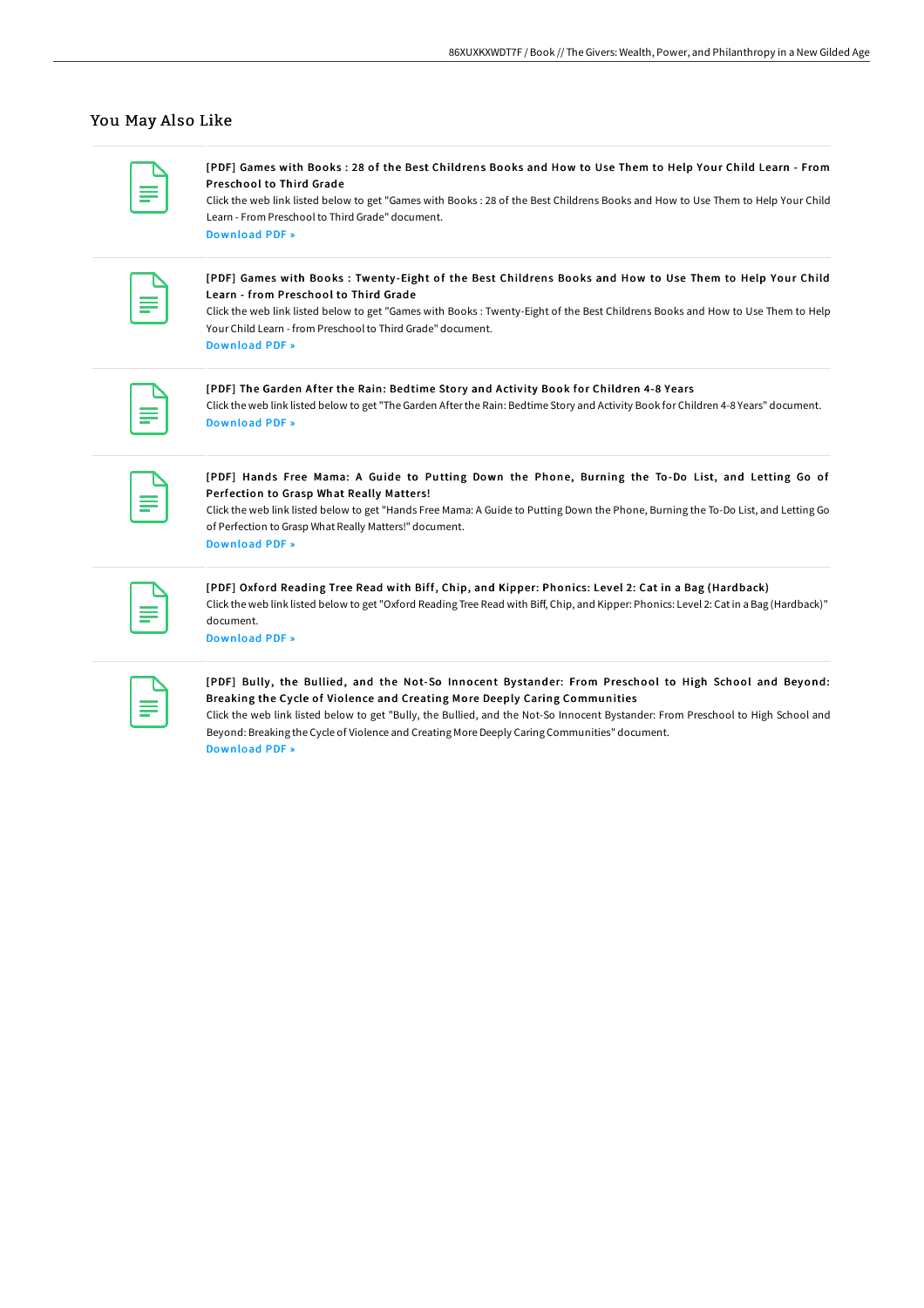## You May Also Like

**[PDF] Games with Books : 28 of the Best Childrens Books and How to Use Them to Help Your Child Learn - From Preschool to Third Grade**

Click the web link listed below to get "Games with Books : 28 of the Best Childrens Books and How to Use Them to Help Your Child Learn - From Preschool to Third Grade" document.

Download PDF »

**[PDF] Games with Books : Twenty-Eight of the Best Childrens Books and How to Use Them to Help Your Child Learn - from Preschool to Third Grade**

Click the web link listed below to get "Games with Books : Twenty-Eight of the Best Childrens Books and How to Use Them to Help Your Child Learn - from Preschool to Third Grade" document.

Download PDF »

**[PDF] The Garden After the Rain: Bedtime Story and Activity Book for Children 4-8 Years**

Click the web link listed below to get "The Garden After the Rain: Bedtime Story and Activity Book for Children 4-8 Years" document.

Download PDF »

**[PDF] Hands Free Mama: A Guide to Putting Down the Phone, Burning the To-Do List, and Letting Go of Perfection to Grasp What Really Matters!**

Click the web link listed below to get "Hands Free Mama: A Guide to Putting Down the Phone, Burning the To-Do List, and Letting Go of Perfection to Grasp What Really Matters!" document.

Download PDF »

**[PDF] Oxford Reading Tree Read with Biff, Chip, and Kipper: Phonics: Level 2: Cat in a Bag (Hardback)**

Click the web link listed below to get "Oxford Reading Tree Read with Biff, Chip, and Kipper: Phonics: Level 2: Cat in a Bag (Hardback)" document.

Download PDF »

**[PDF] Bully, the Bullied, and the Not-So Innocent Bystander: From Preschool to High School and Beyond: Breaking the Cycle of Violence and Creating More Deeply Caring Communities**

Click the web link listed below to get "Bully, the Bullied, and the Not-So Innocent Bystander: From Preschool to High School and Beyond: Breaking the Cycle of Violence and Creating More Deeply Caring Communities" document.

Download PDF »